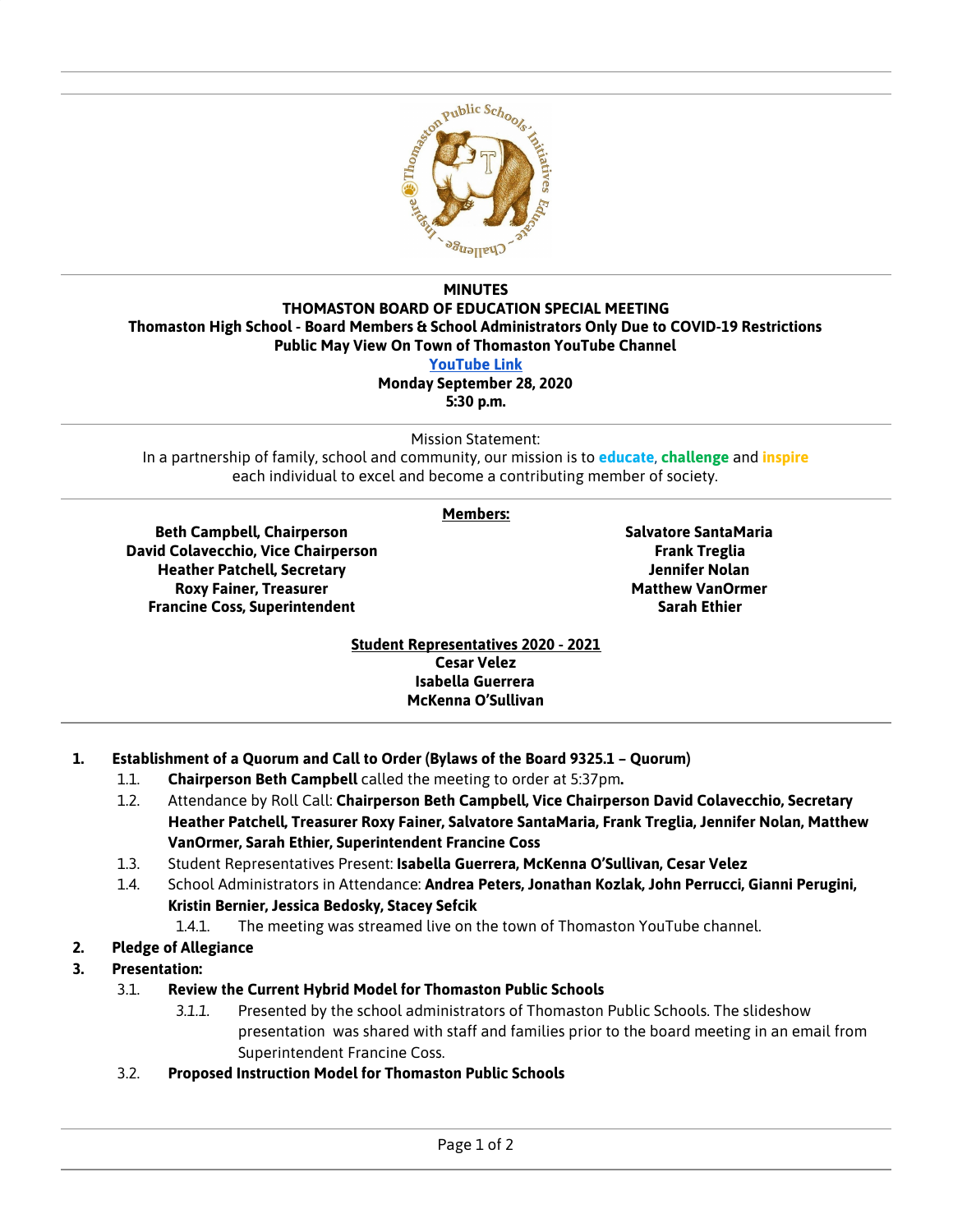**MINUTES**

**THOMASTON BOARD OF EDUCATION SPECIAL MEETING**

**Thomaston High School - Board Members & School Administrators Only Due to COVID-19 Restrictions**

**Public May View On Town of Thomaston YouTube Channel**

**YouTube Link**

**Monday September 28, 2020**

**5:30 p.m.**

Mission Statement:
In a partnership of family, school and community, our mission is to **educate**, **challenge** and **inspire** each individual to excel and become a contributing member of society.

**Members:**

**Beth Campbell, Chairperson**
**David Colavecchio, Vice Chairperson**
**Heather Patchell, Secretary**
**Roxy Fainer, Treasurer**
**Francine Coss, Superintendent**

**Salvatore SantaMaria**
**Frank Treglia**
**Jennifer Nolan**
**Matthew VanOrmer**
**Sarah Ethier**

**Student Representatives 2020 - 2021**
**Cesar Velez**
**Isabella Guerrera**
**McKenna O'Sullivan**

1. **Establishment of a Quorum and Call to Order (Bylaws of the Board 9325.1 – Quorum)**
   1.1. **Chairperson Beth Campbell** called the meeting to order at 5:37pm**.**
   1.2. Attendance by Roll Call: **Chairperson Beth Campbell, Vice Chairperson David Colavecchio, Secretary Heather Patchell, Treasurer Roxy Fainer, Salvatore SantaMaria, Frank Treglia, Jennifer Nolan, Matthew VanOrmer, Sarah Ethier, Superintendent Francine Coss**
   1.3. Student Representatives Present: **Isabella Guerrera, McKenna O'Sullivan, Cesar Velez**
   1.4. School Administrators in Attendance: **Andrea Peters, Jonathan Kozlak, John Perrucci, Gianni Perugini, Kristin Bernier, Jessica Bedosky, Stacey Sefcik**
      1.4.1. The meeting was streamed live on the town of Thomaston YouTube channel.
2. **Pledge of Allegiance**
3. **Presentation:**
   3.1. **Review the Current Hybrid Model for Thomaston Public Schools**
      *3.1.1.* Presented by the school administrators of Thomaston Public Schools. The slideshow presentation was shared with staff and families prior to the board meeting in an email from Superintendent Francine Coss.
   3.2. **Proposed Instruction Model for Thomaston Public Schools**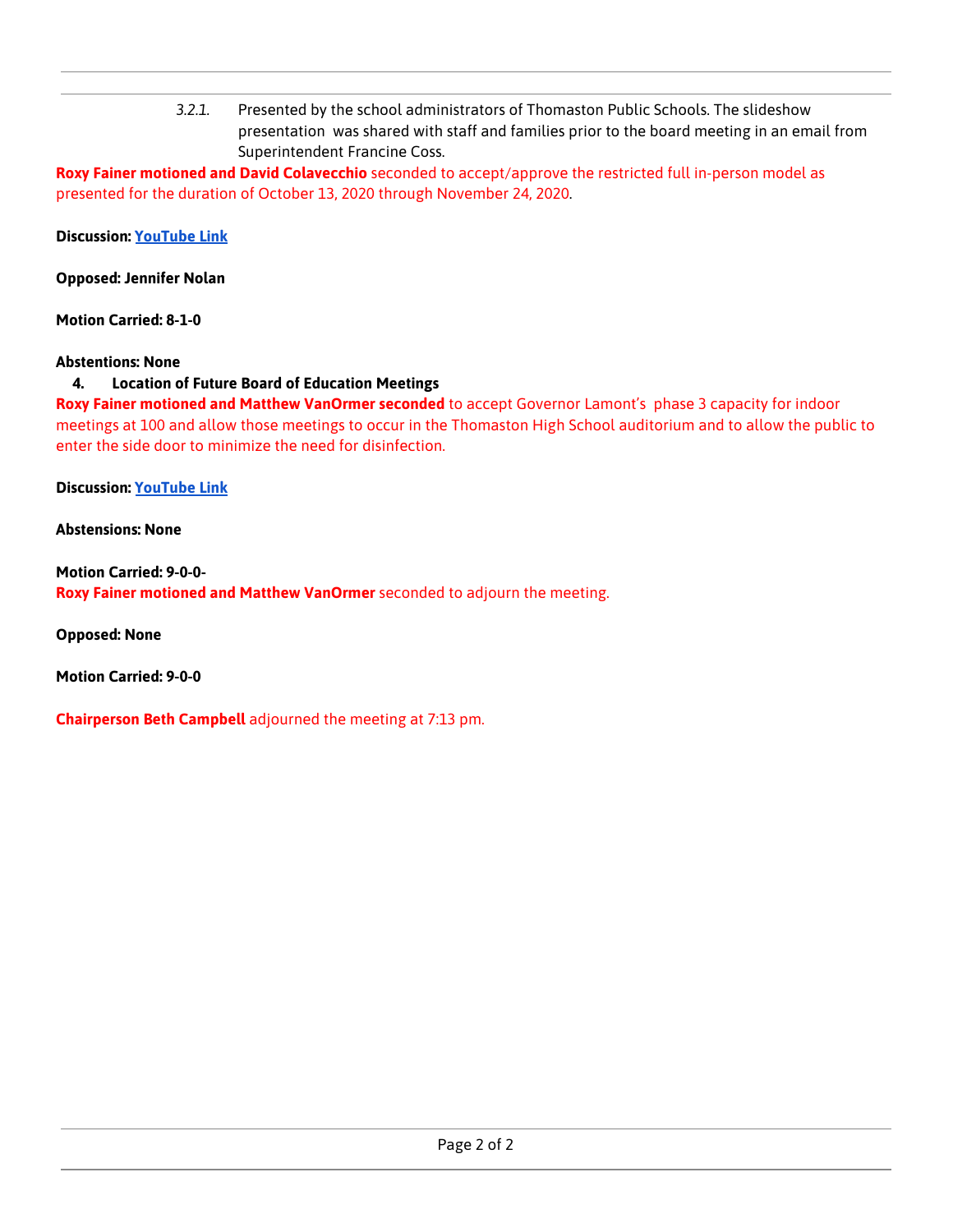3.2.1. Presented by the school administrators of Thomaston Public Schools. The slideshow presentation was shared with staff and families prior to the board meeting in an email from Superintendent Francine Coss.

**Roxy Fainer motioned and David Colavecchio** seconded to accept/approve the restricted full in-person model as presented for the duration of October 13, 2020 through November 24, 2020.

**Discussion: YouTube Link**

**Opposed: Jennifer Nolan**

**Motion Carried: 8-1-0**

**Abstentions: None**

**4. Location of Future Board of Education Meetings**

**Roxy Fainer motioned and Matthew VanOrmer seconded** to accept Governor Lamont's phase 3 capacity for indoor meetings at 100 and allow those meetings to occur in the Thomaston High School auditorium and to allow the public to enter the side door to minimize the need for disinfection.

**Discussion: YouTube Link**

**Abstensions: None**

**Motion Carried: 9-0-0-**

**Roxy Fainer motioned and Matthew VanOrmer** seconded to adjourn the meeting.

**Opposed: None**

**Motion Carried: 9-0-0**

**Chairperson Beth Campbell** adjourned the meeting at 7:13 pm.